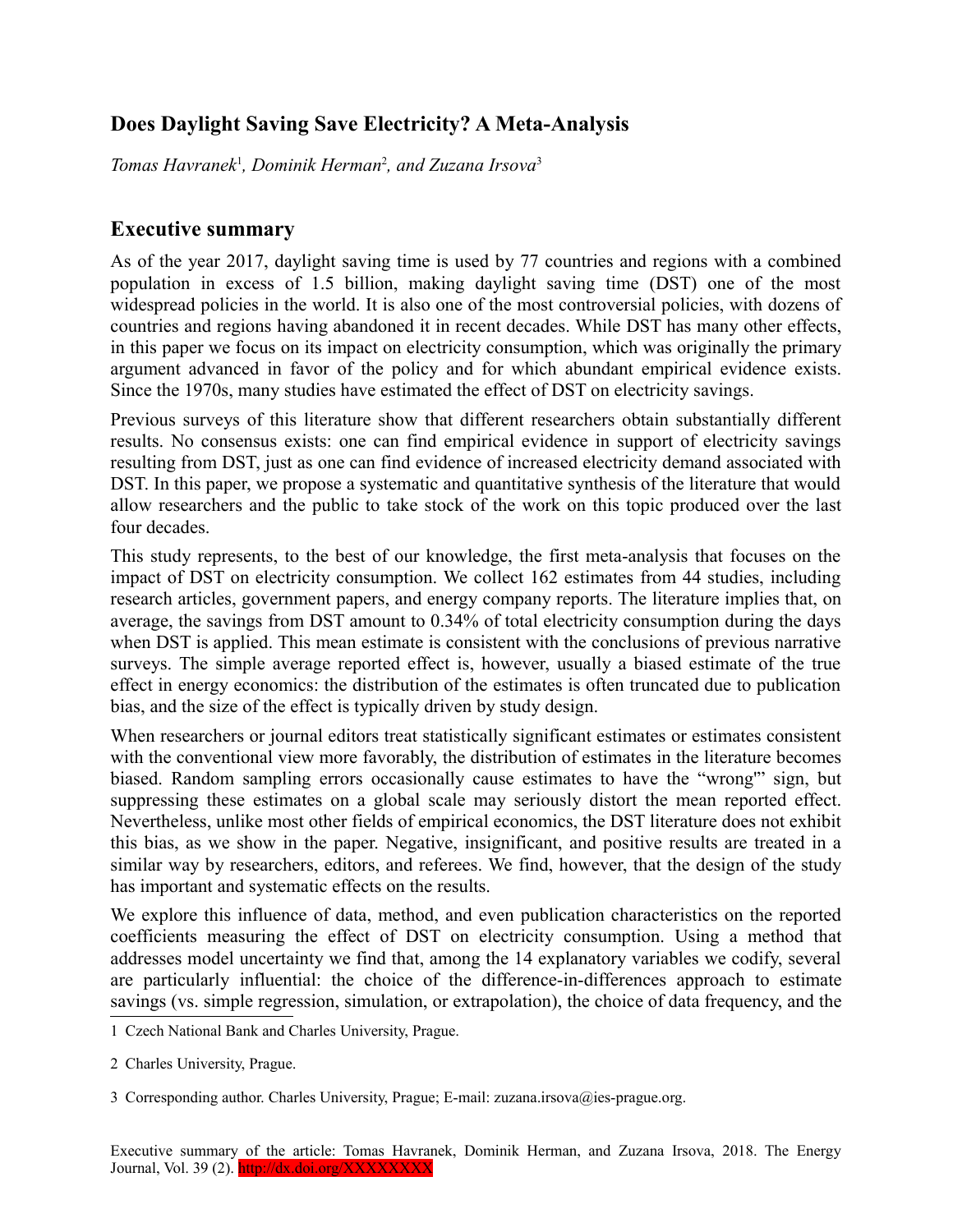# Does Daylight Saving Save Electricity? A Meta-Analysis

*Tomas Havranek*[1], *Dominik Herman*[2], *and Zuzana Irsova*[3]

## Executive summary

As of the year 2017, daylight saving time is used by 77 countries and regions with a combined population in excess of 1.5 billion, making daylight saving time (DST) one of the most widespread policies in the world. It is also one of the most controversial policies, with dozens of countries and regions having abandoned it in recent decades. While DST has many other effects, in this paper we focus on its impact on electricity consumption, which was originally the primary argument advanced in favor of the policy and for which abundant empirical evidence exists. Since the 1970s, many studies have estimated the effect of DST on electricity savings.

Previous surveys of this literature show that different researchers obtain substantially different results. No consensus exists: one can find empirical evidence in support of electricity savings resulting from DST, just as one can find evidence of increased electricity demand associated with DST. In this paper, we propose a systematic and quantitative synthesis of the literature that would allow researchers and the public to take stock of the work on this topic produced over the last four decades.

This study represents, to the best of our knowledge, the first meta-analysis that focuses on the impact of DST on electricity consumption. We collect 162 estimates from 44 studies, including research articles, government papers, and energy company reports. The literature implies that, on average, the savings from DST amount to 0.34% of total electricity consumption during the days when DST is applied. This mean estimate is consistent with the conclusions of previous narrative surveys. The simple average reported effect is, however, usually a biased estimate of the true effect in energy economics: the distribution of the estimates is often truncated due to publication bias, and the size of the effect is typically driven by study design.

When researchers or journal editors treat statistically significant estimates or estimates consistent with the conventional view more favorably, the distribution of estimates in the literature becomes biased. Random sampling errors occasionally cause estimates to have the "wrong'" sign, but suppressing these estimates on a global scale may seriously distort the mean reported effect. Nevertheless, unlike most other fields of empirical economics, the DST literature does not exhibit this bias, as we show in the paper. Negative, insignificant, and positive results are treated in a similar way by researchers, editors, and referees. We find, however, that the design of the study has important and systematic effects on the results.

We explore this influence of data, method, and even publication characteristics on the reported coefficients measuring the effect of DST on electricity consumption. Using a method that addresses model uncertainty we find that, among the 14 explanatory variables we codify, several are particularly influential: the choice of the difference-in-differences approach to estimate savings (vs. simple regression, simulation, or extrapolation), the choice of data frequency, and the

---

[1] Czech National Bank and Charles University, Prague.

[2] Charles University, Prague.

[3] Corresponding author. Charles University, Prague; E-mail: zuzana.irsova@ies-prague.org.

Executive summary of the article: Tomas Havranek, Dominik Herman, and Zuzana Irsova, 2018. The Energy Journal, Vol. 39 (2). http://dx.doi.org/XXXXXXXX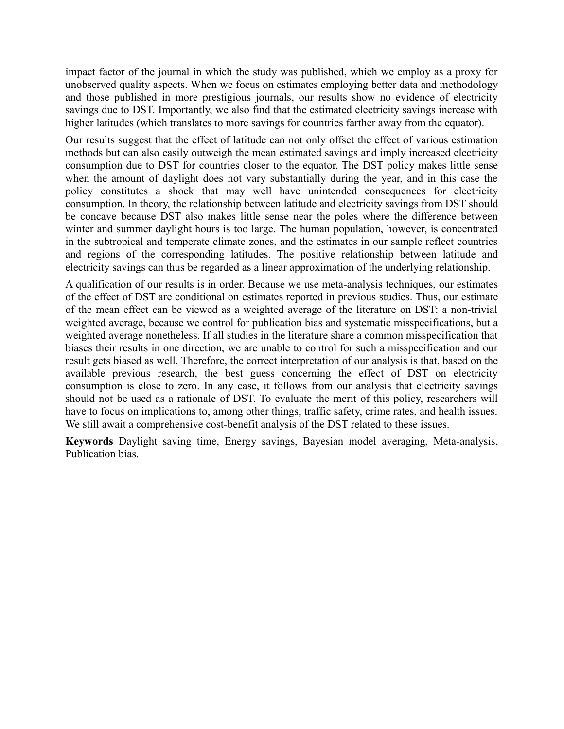impact factor of the journal in which the study was published, which we employ as a proxy for unobserved quality aspects. When we focus on estimates employing better data and methodology and those published in more prestigious journals, our results show no evidence of electricity savings due to DST. Importantly, we also find that the estimated electricity savings increase with higher latitudes (which translates to more savings for countries farther away from the equator).

Our results suggest that the effect of latitude can not only offset the effect of various estimation methods but can also easily outweigh the mean estimated savings and imply increased electricity consumption due to DST for countries closer to the equator. The DST policy makes little sense when the amount of daylight does not vary substantially during the year, and in this case the policy constitutes a shock that may well have unintended consequences for electricity consumption. In theory, the relationship between latitude and electricity savings from DST should be concave because DST also makes little sense near the poles where the difference between winter and summer daylight hours is too large. The human population, however, is concentrated in the subtropical and temperate climate zones, and the estimates in our sample reflect countries and regions of the corresponding latitudes. The positive relationship between latitude and electricity savings can thus be regarded as a linear approximation of the underlying relationship.

A qualification of our results is in order. Because we use meta-analysis techniques, our estimates of the effect of DST are conditional on estimates reported in previous studies. Thus, our estimate of the mean effect can be viewed as a weighted average of the literature on DST: a non-trivial weighted average, because we control for publication bias and systematic misspecifications, but a weighted average nonetheless. If all studies in the literature share a common misspecification that biases their results in one direction, we are unable to control for such a misspecification and our result gets biased as well. Therefore, the correct interpretation of our analysis is that, based on the available previous research, the best guess concerning the effect of DST on electricity consumption is close to zero. In any case, it follows from our analysis that electricity savings should not be used as a rationale of DST. To evaluate the merit of this policy, researchers will have to focus on implications to, among other things, traffic safety, crime rates, and health issues. We still await a comprehensive cost-benefit analysis of the DST related to these issues.

**Keywords** Daylight saving time, Energy savings, Bayesian model averaging, Meta-analysis, Publication bias.